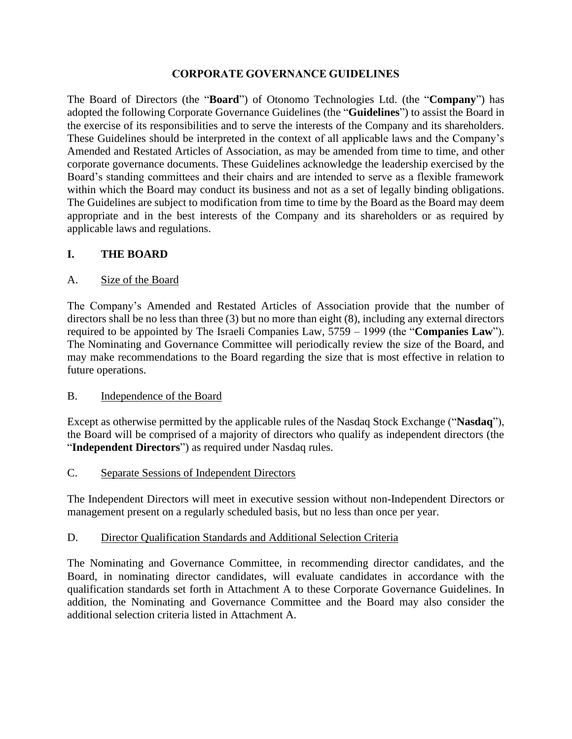# CORPORATE GOVERNANCE GUIDELINES

The Board of Directors (the "**Board**") of Otonomo Technologies Ltd. (the "**Company**") has adopted the following Corporate Governance Guidelines (the "**Guidelines**") to assist the Board in the exercise of its responsibilities and to serve the interests of the Company and its shareholders. These Guidelines should be interpreted in the context of all applicable laws and the Company's Amended and Restated Articles of Association, as may be amended from time to time, and other corporate governance documents. These Guidelines acknowledge the leadership exercised by the Board's standing committees and their chairs and are intended to serve as a flexible framework within which the Board may conduct its business and not as a set of legally binding obligations. The Guidelines are subject to modification from time to time by the Board as the Board may deem appropriate and in the best interests of the Company and its shareholders or as required by applicable laws and regulations.

## I. THE BOARD

### A. Size of the Board

The Company's Amended and Restated Articles of Association provide that the number of directors shall be no less than three (3) but no more than eight (8), including any external directors required to be appointed by The Israeli Companies Law, 5759 – 1999 (the "**Companies Law**"). The Nominating and Governance Committee will periodically review the size of the Board, and may make recommendations to the Board regarding the size that is most effective in relation to future operations.

### B. Independence of the Board

Except as otherwise permitted by the applicable rules of the Nasdaq Stock Exchange ("**Nasdaq**"), the Board will be comprised of a majority of directors who qualify as independent directors (the "**Independent Directors**") as required under Nasdaq rules.

### C. Separate Sessions of Independent Directors

The Independent Directors will meet in executive session without non-Independent Directors or management present on a regularly scheduled basis, but no less than once per year.

### D. Director Qualification Standards and Additional Selection Criteria

The Nominating and Governance Committee, in recommending director candidates, and the Board, in nominating director candidates, will evaluate candidates in accordance with the qualification standards set forth in Attachment A to these Corporate Governance Guidelines. In addition, the Nominating and Governance Committee and the Board may also consider the additional selection criteria listed in Attachment A.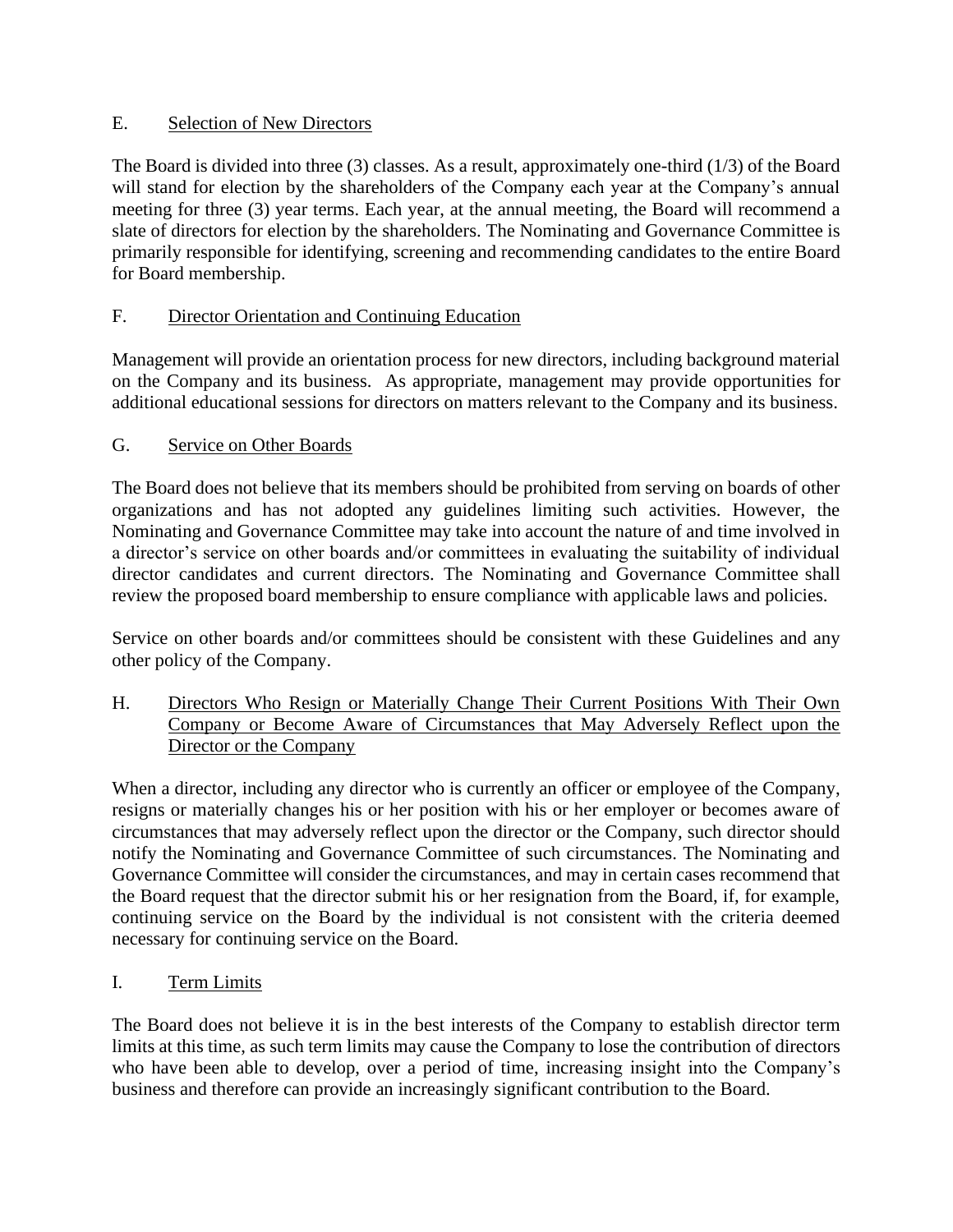## E. Selection of New Directors

The Board is divided into three (3) classes. As a result, approximately one-third (1/3) of the Board will stand for election by the shareholders of the Company each year at the Company's annual meeting for three (3) year terms. Each year, at the annual meeting, the Board will recommend a slate of directors for election by the shareholders. The Nominating and Governance Committee is primarily responsible for identifying, screening and recommending candidates to the entire Board for Board membership.

## F. Director Orientation and Continuing Education

Management will provide an orientation process for new directors, including background material on the Company and its business. As appropriate, management may provide opportunities for additional educational sessions for directors on matters relevant to the Company and its business.

## G. Service on Other Boards

The Board does not believe that its members should be prohibited from serving on boards of other organizations and has not adopted any guidelines limiting such activities. However, the Nominating and Governance Committee may take into account the nature of and time involved in a director's service on other boards and/or committees in evaluating the suitability of individual director candidates and current directors. The Nominating and Governance Committee shall review the proposed board membership to ensure compliance with applicable laws and policies.

Service on other boards and/or committees should be consistent with these Guidelines and any other policy of the Company.

## H. Directors Who Resign or Materially Change Their Current Positions With Their Own Company or Become Aware of Circumstances that May Adversely Reflect upon the Director or the Company

When a director, including any director who is currently an officer or employee of the Company, resigns or materially changes his or her position with his or her employer or becomes aware of circumstances that may adversely reflect upon the director or the Company, such director should notify the Nominating and Governance Committee of such circumstances. The Nominating and Governance Committee will consider the circumstances, and may in certain cases recommend that the Board request that the director submit his or her resignation from the Board, if, for example, continuing service on the Board by the individual is not consistent with the criteria deemed necessary for continuing service on the Board.

## I. Term Limits

The Board does not believe it is in the best interests of the Company to establish director term limits at this time, as such term limits may cause the Company to lose the contribution of directors who have been able to develop, over a period of time, increasing insight into the Company's business and therefore can provide an increasingly significant contribution to the Board.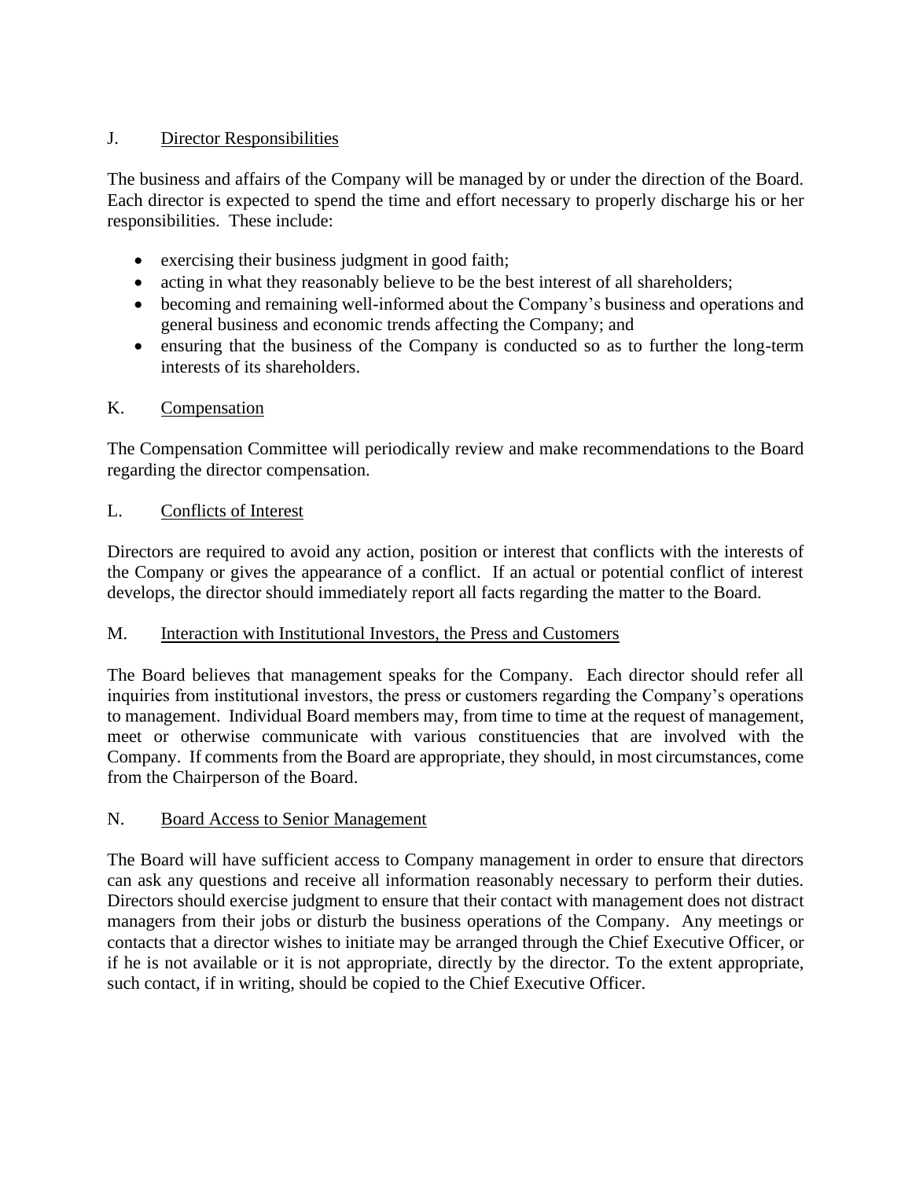## J. Director Responsibilities

The business and affairs of the Company will be managed by or under the direction of the Board. Each director is expected to spend the time and effort necessary to properly discharge his or her responsibilities. These include:

- exercising their business judgment in good faith;
- acting in what they reasonably believe to be the best interest of all shareholders;
- becoming and remaining well-informed about the Company's business and operations and general business and economic trends affecting the Company; and
- ensuring that the business of the Company is conducted so as to further the long-term interests of its shareholders.

## K. Compensation

The Compensation Committee will periodically review and make recommendations to the Board regarding the director compensation.

## L. Conflicts of Interest

Directors are required to avoid any action, position or interest that conflicts with the interests of the Company or gives the appearance of a conflict. If an actual or potential conflict of interest develops, the director should immediately report all facts regarding the matter to the Board.

## M. Interaction with Institutional Investors, the Press and Customers

The Board believes that management speaks for the Company. Each director should refer all inquiries from institutional investors, the press or customers regarding the Company's operations to management. Individual Board members may, from time to time at the request of management, meet or otherwise communicate with various constituencies that are involved with the Company. If comments from the Board are appropriate, they should, in most circumstances, come from the Chairperson of the Board.

## N. Board Access to Senior Management

The Board will have sufficient access to Company management in order to ensure that directors can ask any questions and receive all information reasonably necessary to perform their duties. Directors should exercise judgment to ensure that their contact with management does not distract managers from their jobs or disturb the business operations of the Company. Any meetings or contacts that a director wishes to initiate may be arranged through the Chief Executive Officer, or if he is not available or it is not appropriate, directly by the director. To the extent appropriate, such contact, if in writing, should be copied to the Chief Executive Officer.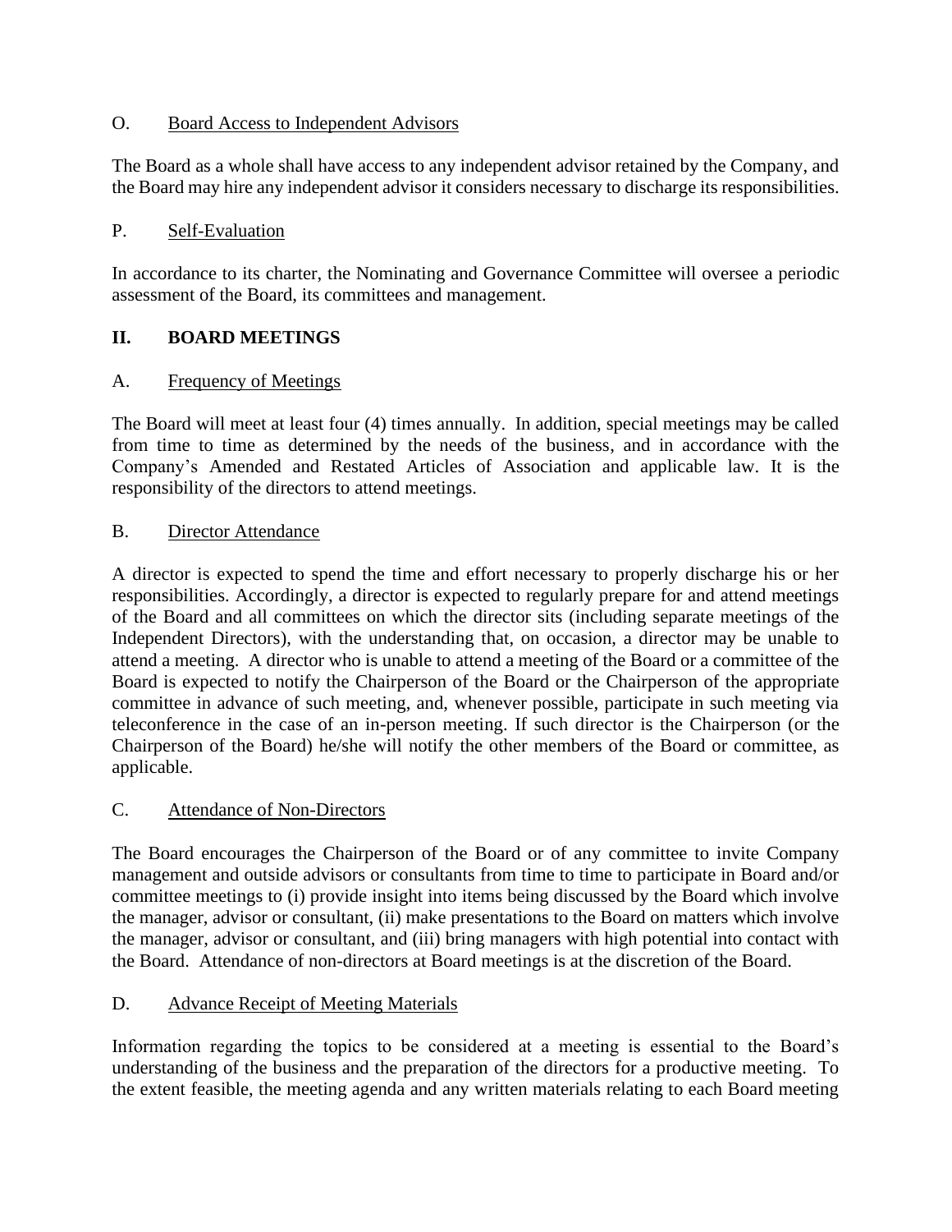### O. Board Access to Independent Advisors

The Board as a whole shall have access to any independent advisor retained by the Company, and the Board may hire any independent advisor it considers necessary to discharge its responsibilities.

### P. Self-Evaluation

In accordance to its charter, the Nominating and Governance Committee will oversee a periodic assessment of the Board, its committees and management.

## II. BOARD MEETINGS

### A. Frequency of Meetings

The Board will meet at least four (4) times annually. In addition, special meetings may be called from time to time as determined by the needs of the business, and in accordance with the Company's Amended and Restated Articles of Association and applicable law. It is the responsibility of the directors to attend meetings.

### B. Director Attendance

A director is expected to spend the time and effort necessary to properly discharge his or her responsibilities. Accordingly, a director is expected to regularly prepare for and attend meetings of the Board and all committees on which the director sits (including separate meetings of the Independent Directors), with the understanding that, on occasion, a director may be unable to attend a meeting. A director who is unable to attend a meeting of the Board or a committee of the Board is expected to notify the Chairperson of the Board or the Chairperson of the appropriate committee in advance of such meeting, and, whenever possible, participate in such meeting via teleconference in the case of an in-person meeting. If such director is the Chairperson (or the Chairperson of the Board) he/she will notify the other members of the Board or committee, as applicable.

### C. Attendance of Non-Directors

The Board encourages the Chairperson of the Board or of any committee to invite Company management and outside advisors or consultants from time to time to participate in Board and/or committee meetings to (i) provide insight into items being discussed by the Board which involve the manager, advisor or consultant, (ii) make presentations to the Board on matters which involve the manager, advisor or consultant, and (iii) bring managers with high potential into contact with the Board. Attendance of non-directors at Board meetings is at the discretion of the Board.

### D. Advance Receipt of Meeting Materials

Information regarding the topics to be considered at a meeting is essential to the Board's understanding of the business and the preparation of the directors for a productive meeting. To the extent feasible, the meeting agenda and any written materials relating to each Board meeting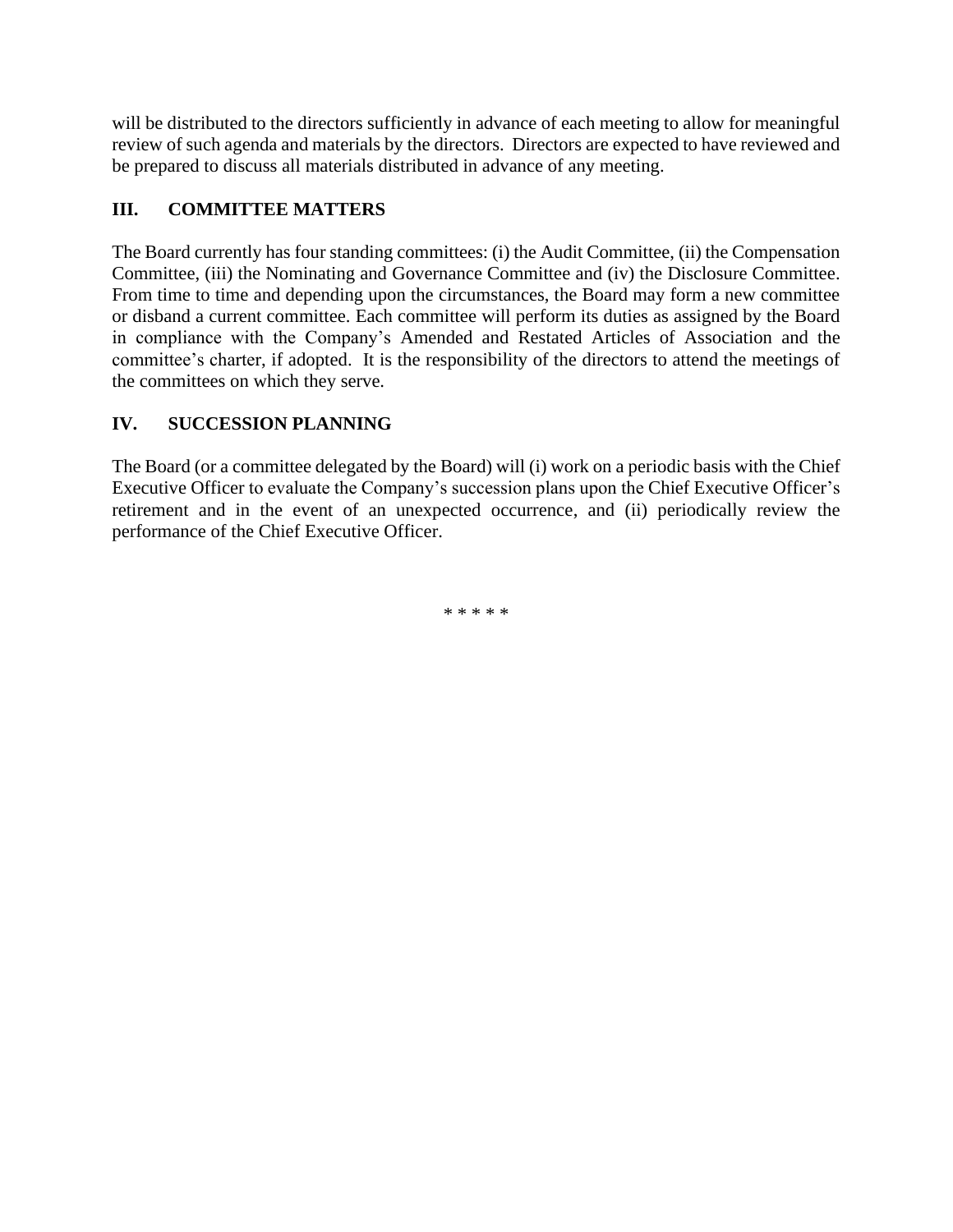will be distributed to the directors sufficiently in advance of each meeting to allow for meaningful review of such agenda and materials by the directors. Directors are expected to have reviewed and be prepared to discuss all materials distributed in advance of any meeting.

## III. COMMITTEE MATTERS

The Board currently has four standing committees: (i) the Audit Committee, (ii) the Compensation Committee, (iii) the Nominating and Governance Committee and (iv) the Disclosure Committee. From time to time and depending upon the circumstances, the Board may form a new committee or disband a current committee. Each committee will perform its duties as assigned by the Board in compliance with the Company's Amended and Restated Articles of Association and the committee's charter, if adopted. It is the responsibility of the directors to attend the meetings of the committees on which they serve.

## IV. SUCCESSION PLANNING

The Board (or a committee delegated by the Board) will (i) work on a periodic basis with the Chief Executive Officer to evaluate the Company's succession plans upon the Chief Executive Officer's retirement and in the event of an unexpected occurrence, and (ii) periodically review the performance of the Chief Executive Officer.

* * * * *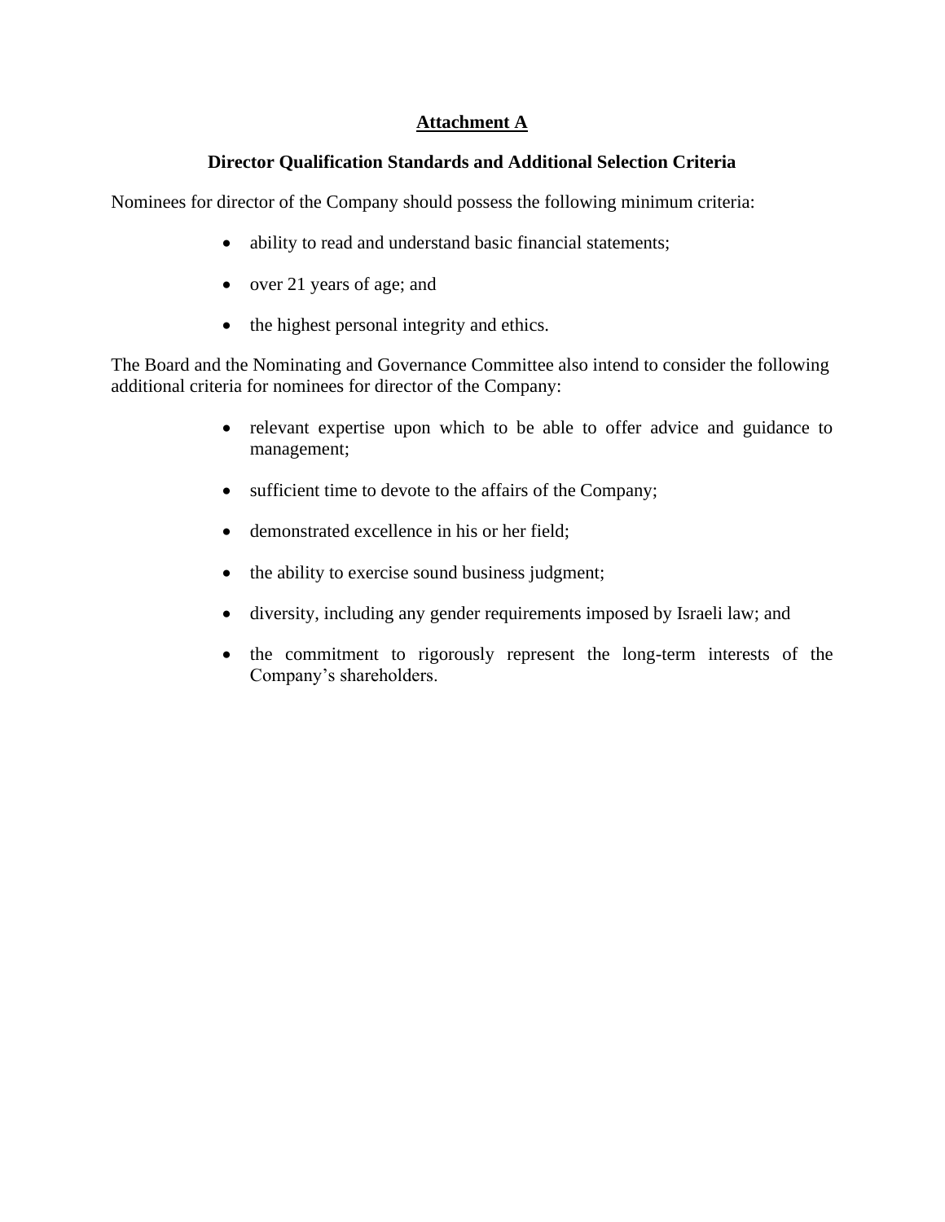## Attachment A

### Director Qualification Standards and Additional Selection Criteria

Nominees for director of the Company should possess the following minimum criteria:

- ability to read and understand basic financial statements;
- over 21 years of age; and
- the highest personal integrity and ethics.

The Board and the Nominating and Governance Committee also intend to consider the following additional criteria for nominees for director of the Company:

- relevant expertise upon which to be able to offer advice and guidance to management;
- sufficient time to devote to the affairs of the Company;
- demonstrated excellence in his or her field;
- the ability to exercise sound business judgment;
- diversity, including any gender requirements imposed by Israeli law; and
- the commitment to rigorously represent the long-term interests of the Company's shareholders.